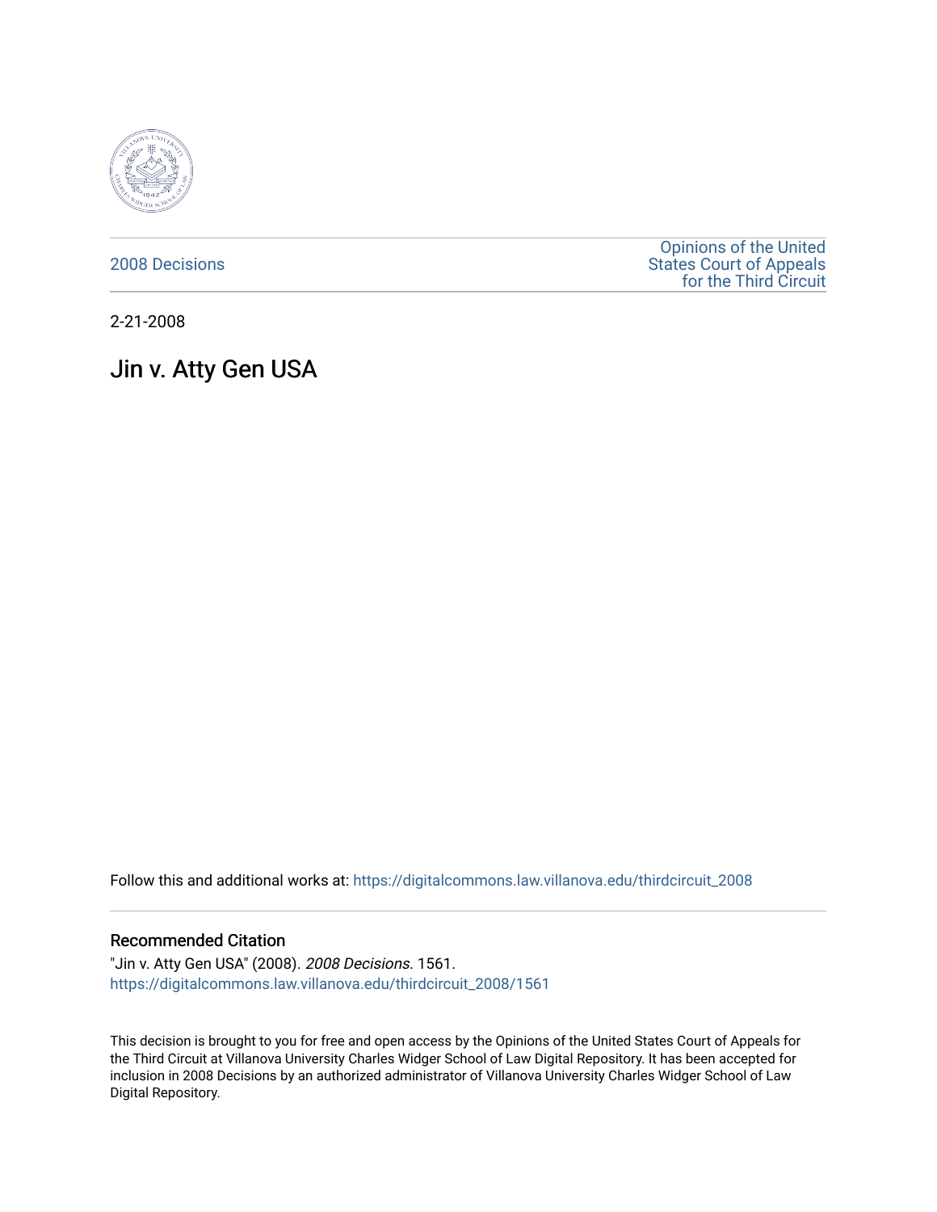2008 Decisions

Opinions of the United States Court of Appeals for the Third Circuit

2-21-2008

# Jin v. Atty Gen USA

Follow this and additional works at: https://digitalcommons.law.villanova.edu/thirdcircuit_2008

### Recommended Citation

"Jin v. Atty Gen USA" (2008). *2008 Decisions*. 1561.
https://digitalcommons.law.villanova.edu/thirdcircuit_2008/1561

This decision is brought to you for free and open access by the Opinions of the United States Court of Appeals for the Third Circuit at Villanova University Charles Widger School of Law Digital Repository. It has been accepted for inclusion in 2008 Decisions by an authorized administrator of Villanova University Charles Widger School of Law Digital Repository.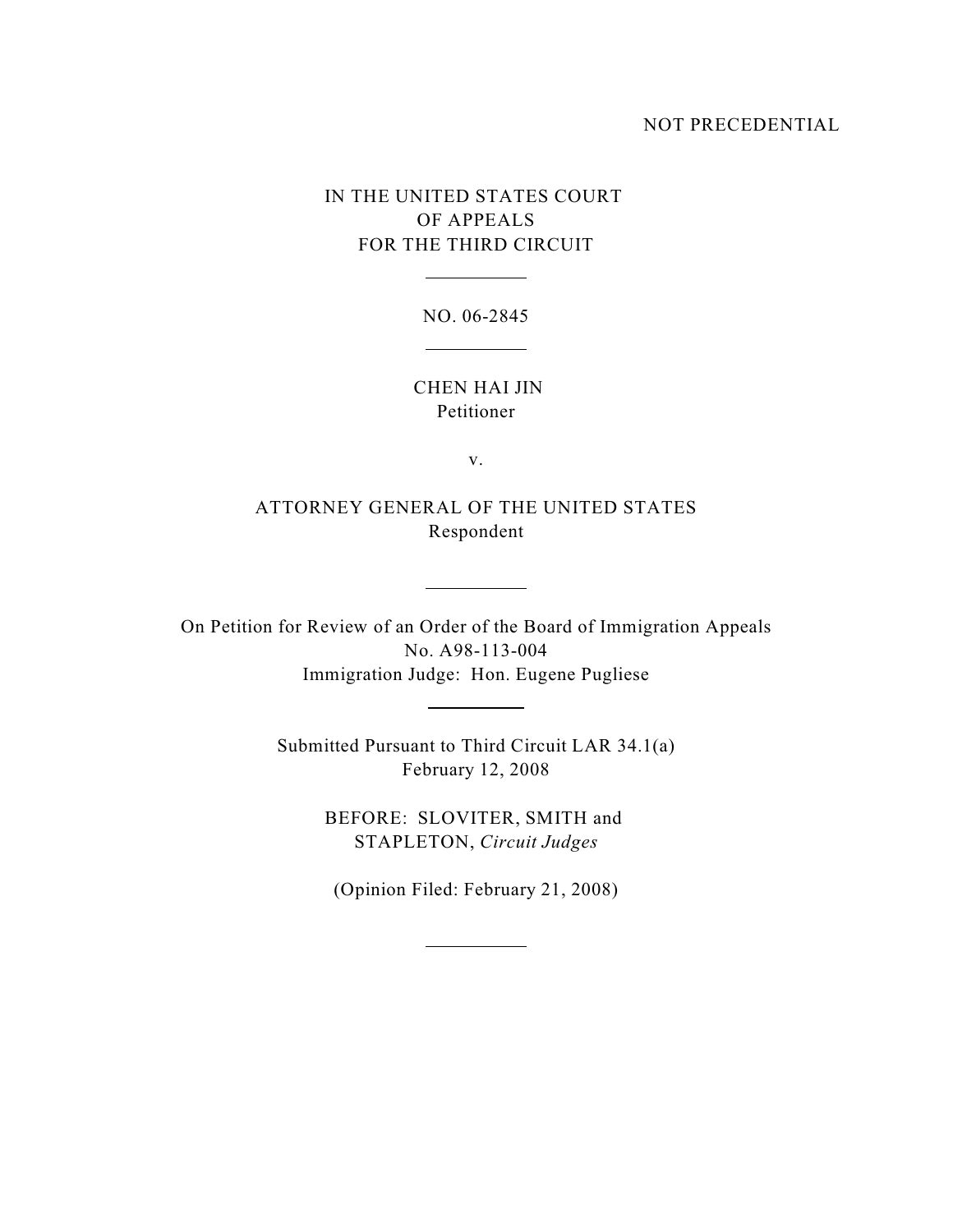NOT PRECEDENTIAL

IN THE UNITED STATES COURT
OF APPEALS
FOR THE THIRD CIRCUIT

---

NO. 06-2845

---

CHEN HAI JIN
Petitioner

v.

ATTORNEY GENERAL OF THE UNITED STATES
Respondent

---

On Petition for Review of an Order of the Board of Immigration Appeals
No. A98-113-004
Immigration Judge: Hon. Eugene Pugliese

---

Submitted Pursuant to Third Circuit LAR 34.1(a)
February 12, 2008

BEFORE: SLOVITER, SMITH and
STAPLETON, *Circuit Judges*

(Opinion Filed: February 21, 2008)

---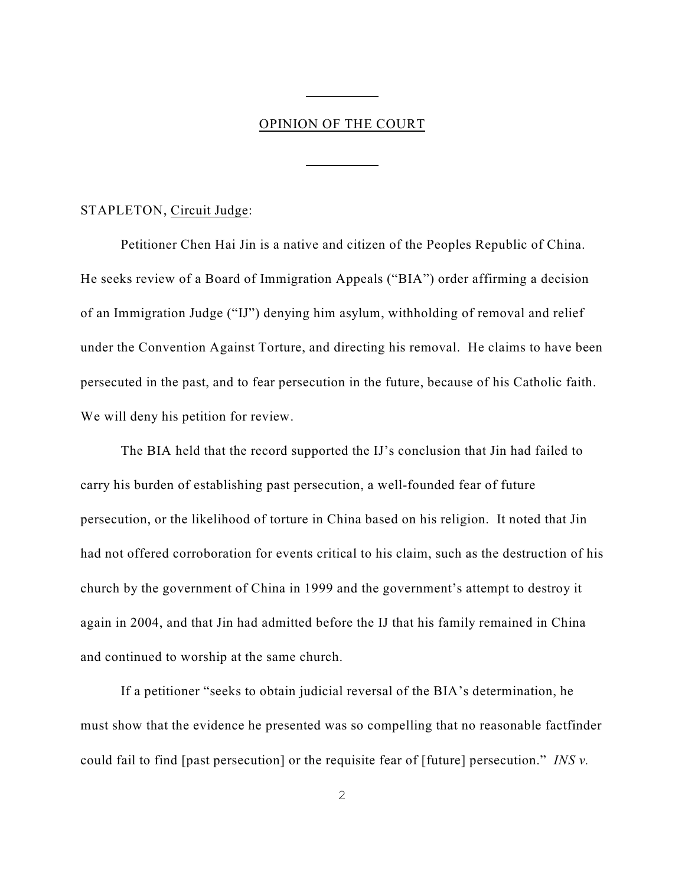# OPINION OF THE COURT

STAPLETON, Circuit Judge:

Petitioner Chen Hai Jin is a native and citizen of the Peoples Republic of China. He seeks review of a Board of Immigration Appeals ("BIA") order affirming a decision of an Immigration Judge ("IJ") denying him asylum, withholding of removal and relief under the Convention Against Torture, and directing his removal. He claims to have been persecuted in the past, and to fear persecution in the future, because of his Catholic faith. We will deny his petition for review.

The BIA held that the record supported the IJ's conclusion that Jin had failed to carry his burden of establishing past persecution, a well-founded fear of future persecution, or the likelihood of torture in China based on his religion. It noted that Jin had not offered corroboration for events critical to his claim, such as the destruction of his church by the government of China in 1999 and the government's attempt to destroy it again in 2004, and that Jin had admitted before the IJ that his family remained in China and continued to worship at the same church.

If a petitioner "seeks to obtain judicial reversal of the BIA's determination, he must show that the evidence he presented was so compelling that no reasonable factfinder could fail to find [past persecution] or the requisite fear of [future] persecution." *INS v.*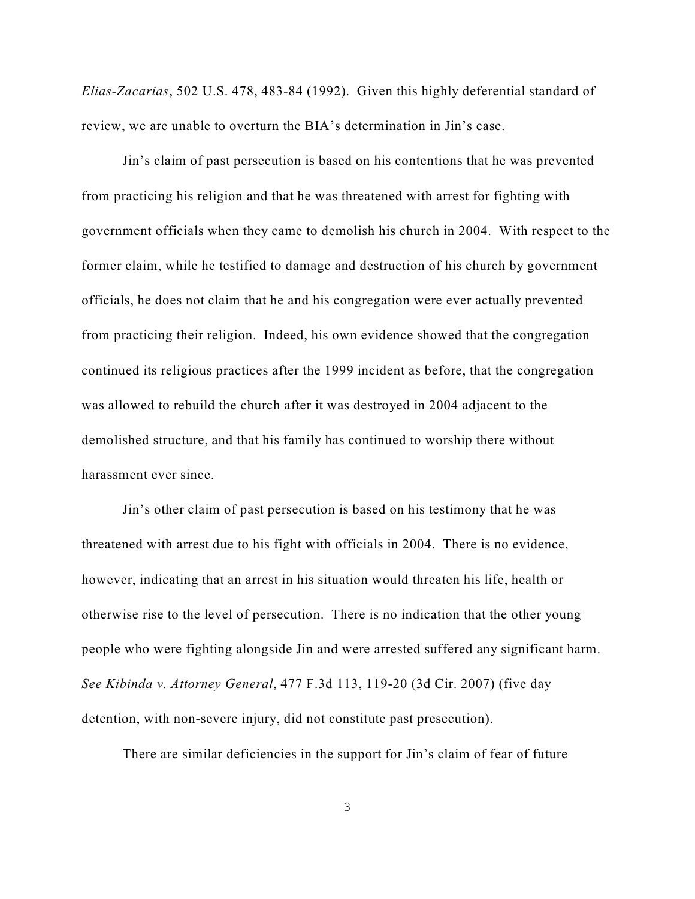*Elias-Zacarias*, 502 U.S. 478, 483-84 (1992). Given this highly deferential standard of review, we are unable to overturn the BIA's determination in Jin's case.

Jin's claim of past persecution is based on his contentions that he was prevented from practicing his religion and that he was threatened with arrest for fighting with government officials when they came to demolish his church in 2004. With respect to the former claim, while he testified to damage and destruction of his church by government officials, he does not claim that he and his congregation were ever actually prevented from practicing their religion. Indeed, his own evidence showed that the congregation continued its religious practices after the 1999 incident as before, that the congregation was allowed to rebuild the church after it was destroyed in 2004 adjacent to the demolished structure, and that his family has continued to worship there without harassment ever since.

Jin's other claim of past persecution is based on his testimony that he was threatened with arrest due to his fight with officials in 2004. There is no evidence, however, indicating that an arrest in his situation would threaten his life, health or otherwise rise to the level of persecution. There is no indication that the other young people who were fighting alongside Jin and were arrested suffered any significant harm. *See Kibinda v. Attorney General*, 477 F.3d 113, 119-20 (3d Cir. 2007) (five day detention, with non-severe injury, did not constitute past presecution).

There are similar deficiencies in the support for Jin's claim of fear of future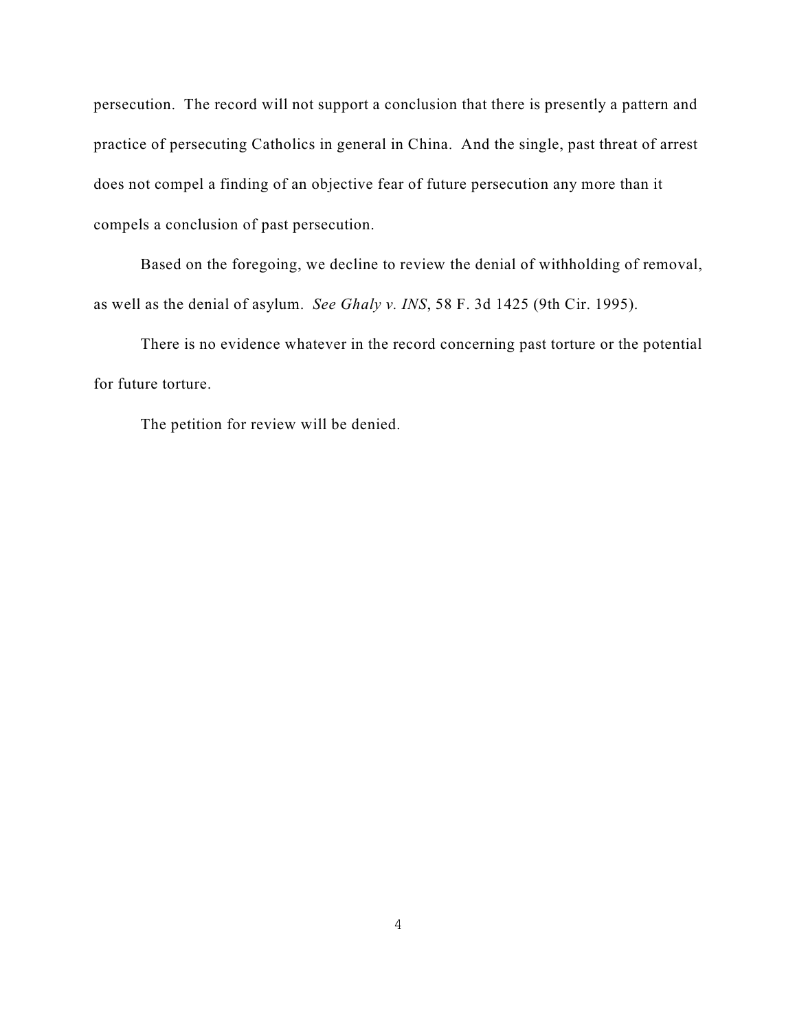persecution. The record will not support a conclusion that there is presently a pattern and practice of persecuting Catholics in general in China. And the single, past threat of arrest does not compel a finding of an objective fear of future persecution any more than it compels a conclusion of past persecution.

Based on the foregoing, we decline to review the denial of withholding of removal, as well as the denial of asylum. *See Ghaly v. INS*, 58 F. 3d 1425 (9th Cir. 1995).

There is no evidence whatever in the record concerning past torture or the potential for future torture.

The petition for review will be denied.